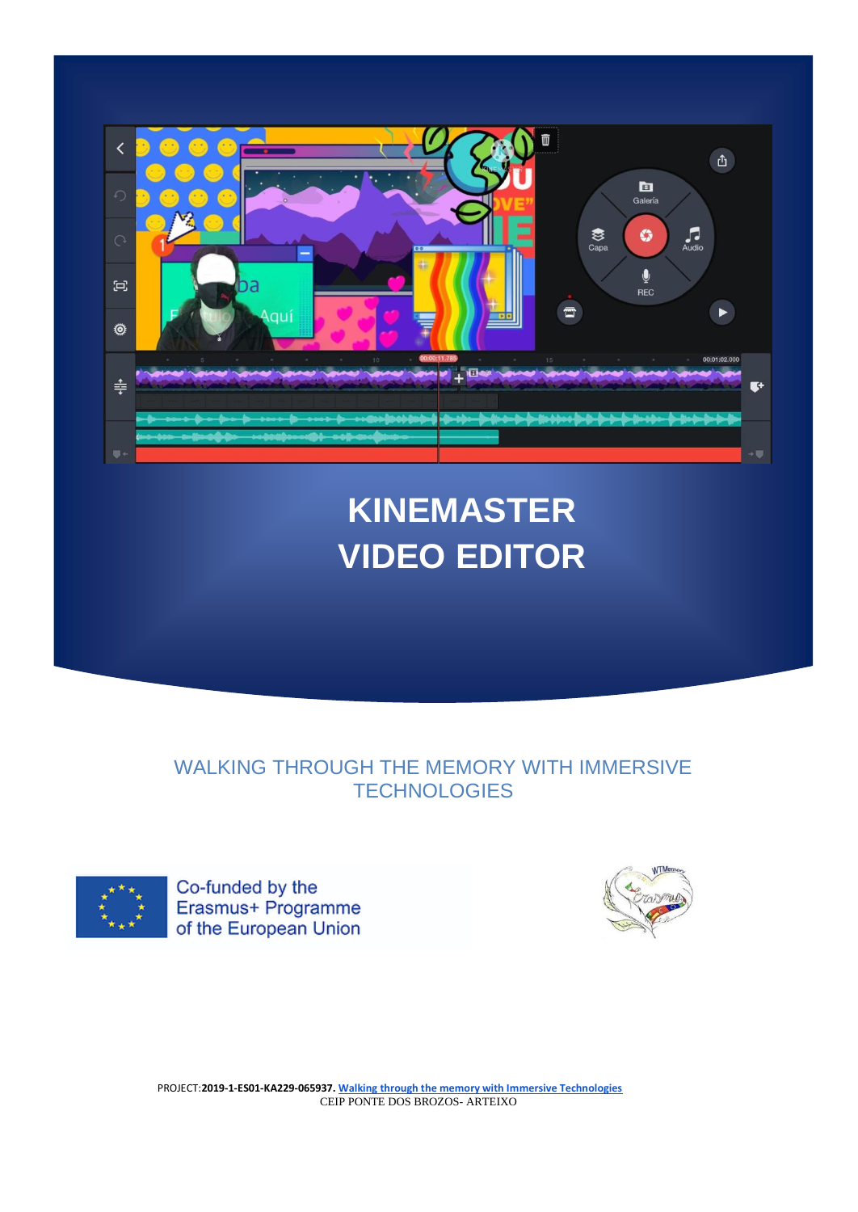# KINEMASTER VIDEO EDITOR

WALKING THROUGH THE MEMORY WITH IMMERSIVE TECHNOLOGIES

Co-funded by the Erasmus+ Programme of the European Union

PROJECT:**2019-1-ES01-KA229-065937.** [Walking through the memory with Immersive Technologies]
CEIP PONTE DOS BROZOS- ARTEIXO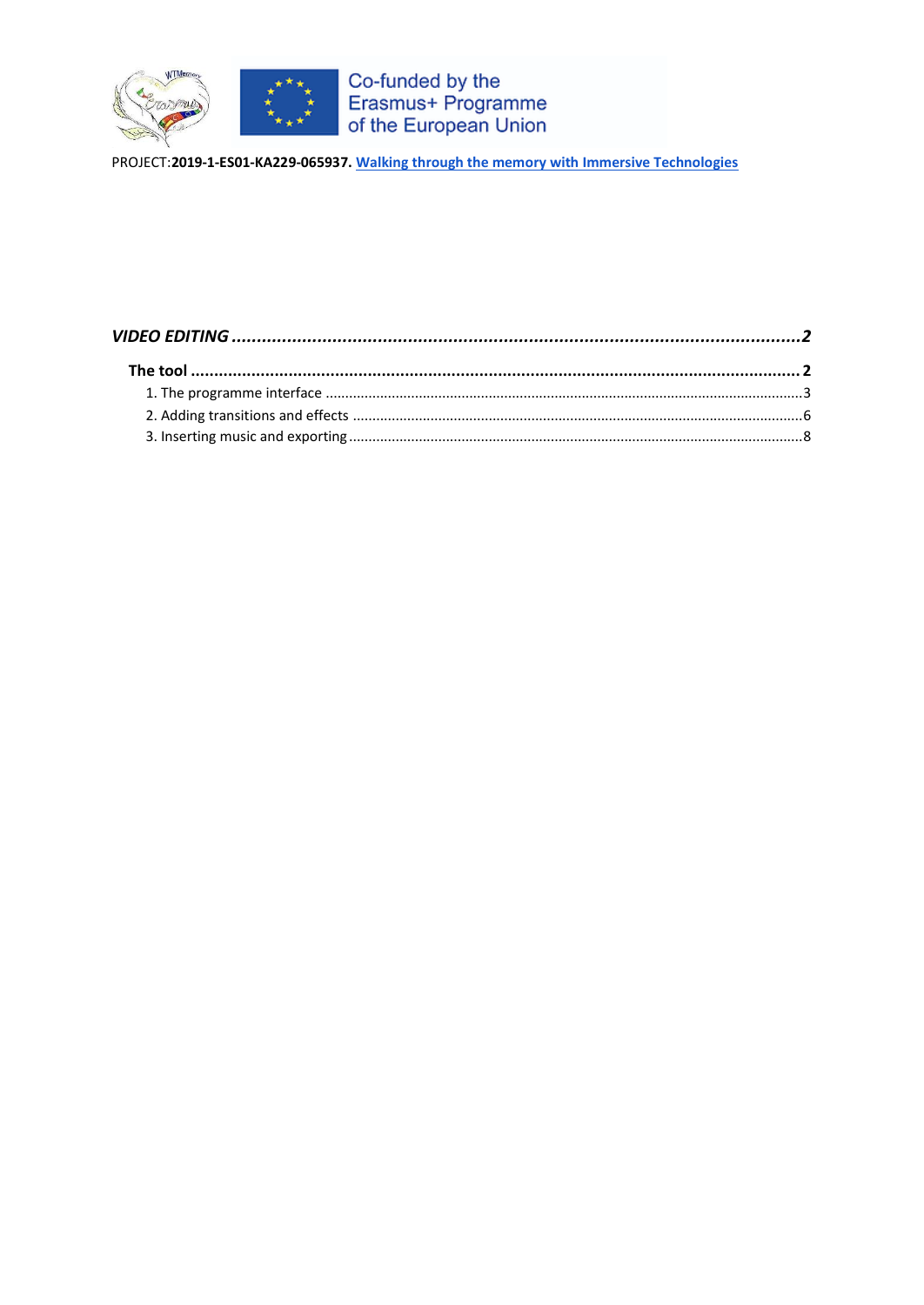PROJECT:**2019-1-ES01-KA229-065937.** [Walking through the memory with Immersive Technologies]

***VIDEO EDITING*** ........................................................ ***2***

**The tool** ........................................................ **2**

1. The programme interface ........................................................ 3
2. Adding transitions and effects ........................................................ 6
3. Inserting music and exporting ........................................................ 8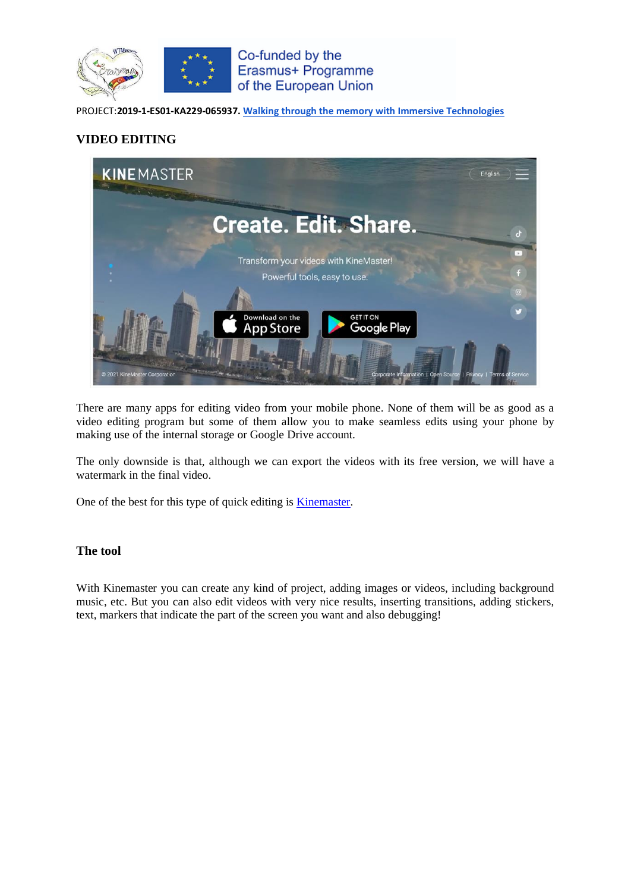PROJECT:**2019-1-ES01-KA229-065937.** **Walking through the memory with Immersive Technologies**

## VIDEO EDITING

There are many apps for editing video from your mobile phone. None of them will be as good as a video editing program but some of them allow you to make seamless edits using your phone by making use of the internal storage or Google Drive account.

The only downside is that, although we can export the videos with its free version, we will have a watermark in the final video.

One of the best for this type of quick editing is Kinemaster.

### The tool

With Kinemaster you can create any kind of project, adding images or videos, including background music, etc. But you can also edit videos with very nice results, inserting transitions, adding stickers, text, markers that indicate the part of the screen you want and also debugging!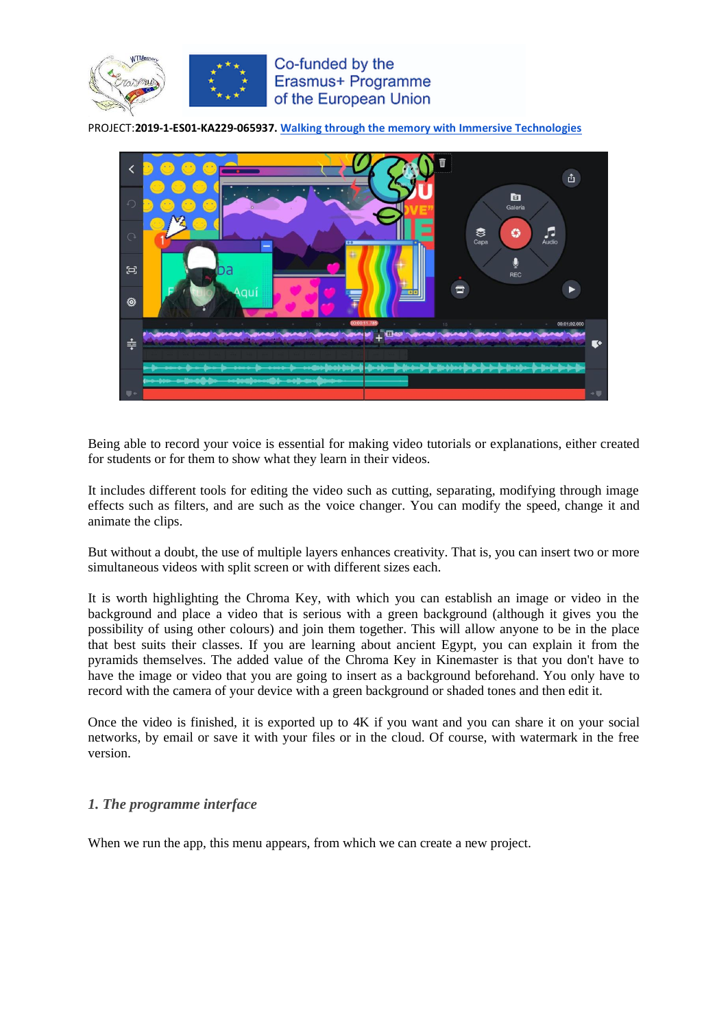Being able to record your voice is essential for making video tutorials or explanations, either created for students or for them to show what they learn in their videos.

It includes different tools for editing the video such as cutting, separating, modifying through image effects such as filters, and are such as the voice changer. You can modify the speed, change it and animate the clips.

But without a doubt, the use of multiple layers enhances creativity. That is, you can insert two or more simultaneous videos with split screen or with different sizes each.

It is worth highlighting the Chroma Key, with which you can establish an image or video in the background and place a video that is serious with a green background (although it gives you the possibility of using other colours) and join them together. This will allow anyone to be in the place that best suits their classes. If you are learning about ancient Egypt, you can explain it from the pyramids themselves. The added value of the Chroma Key in Kinemaster is that you don't have to have the image or video that you are going to insert as a background beforehand. You only have to record with the camera of your device with a green background or shaded tones and then edit it.

Once the video is finished, it is exported up to 4K if you want and you can share it on your social networks, by email or save it with your files or in the cloud. Of course, with watermark in the free version.

## *1. The programme interface*

When we run the app, this menu appears, from which we can create a new project.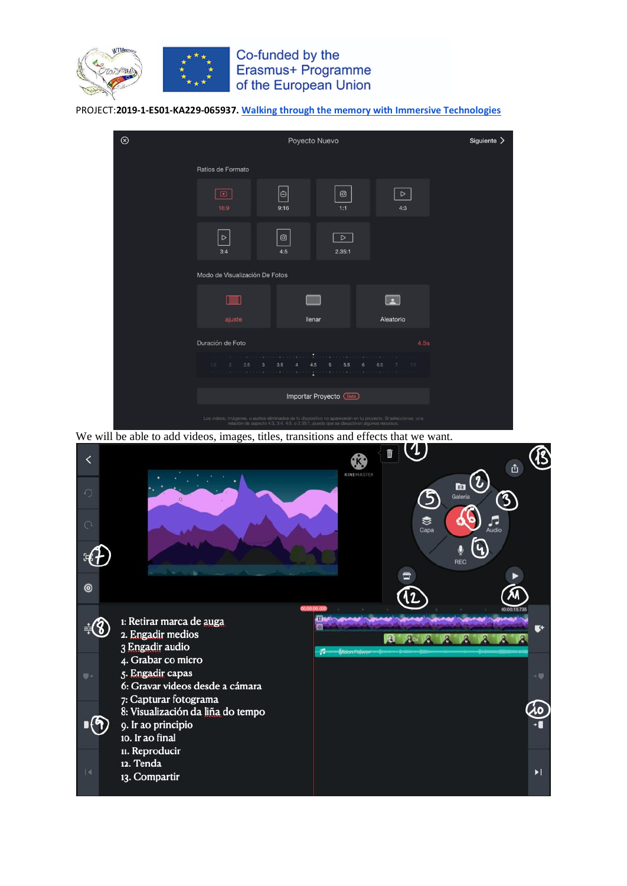We will be able to add videos, images, titles, transitions and effects that we want.

1: Retirar marca de auga
2. Engadir medios
3 Engadir audio
4. Grabar co micro
5. Engadir capas
6: Gravar videos desde a cámara
7: Capturar fotograma
8: Visualización da liña do tempo
9. Ir ao principio
10. Ir ao final
11. Reproducir
12. Tenda
13. Compartir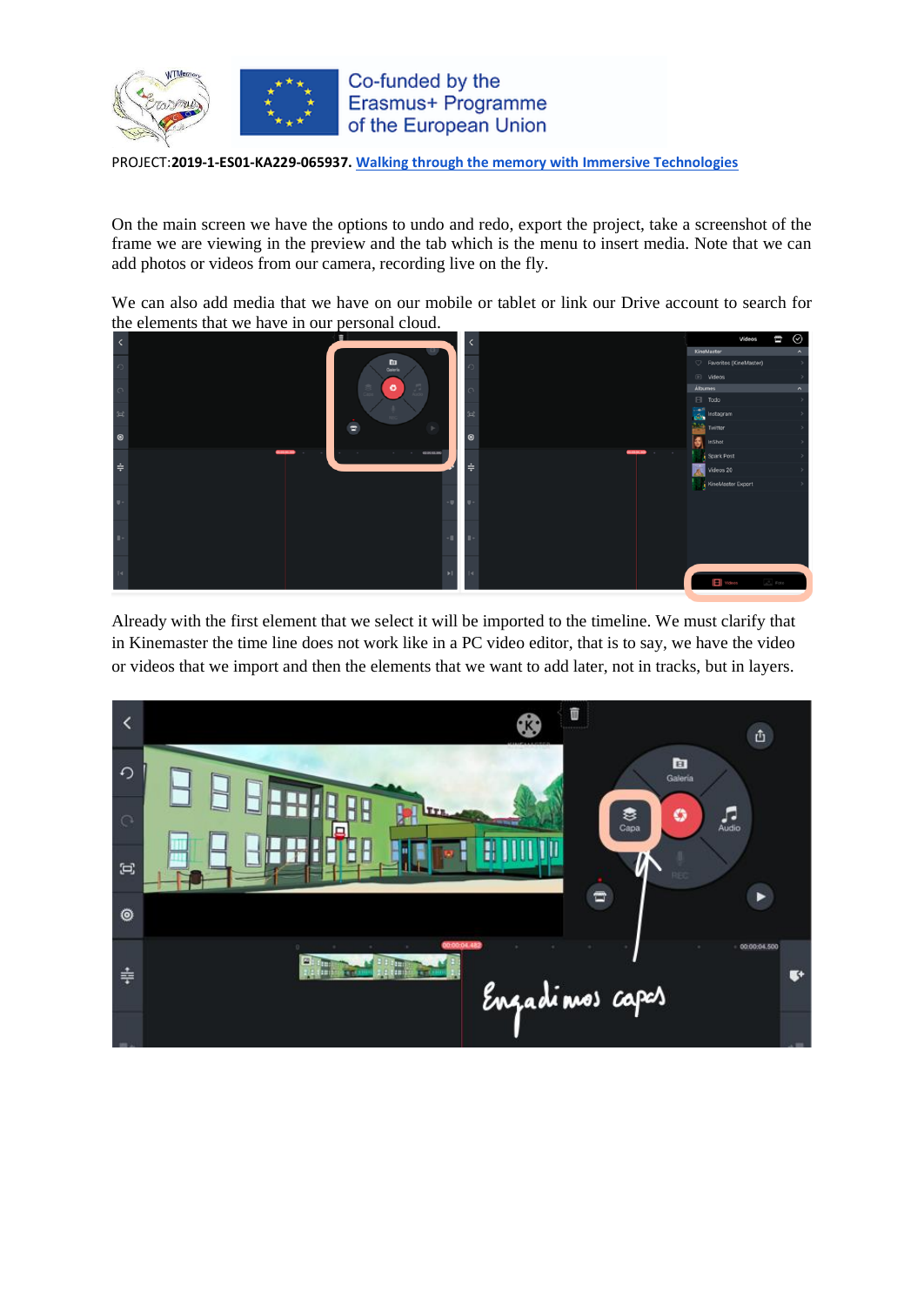On the main screen we have the options to undo and redo, export the project, take a screenshot of the frame we are viewing in the preview and the tab which is the menu to insert media. Note that we can add photos or videos from our camera, recording live on the fly.

We can also add media that we have on our mobile or tablet or link our Drive account to search for the elements that we have in our personal cloud.

Already with the first element that we select it will be imported to the timeline. We must clarify that in Kinemaster the time line does not work like in a PC video editor, that is to say, we have the video or videos that we import and then the elements that we want to add later, not in tracks, but in layers.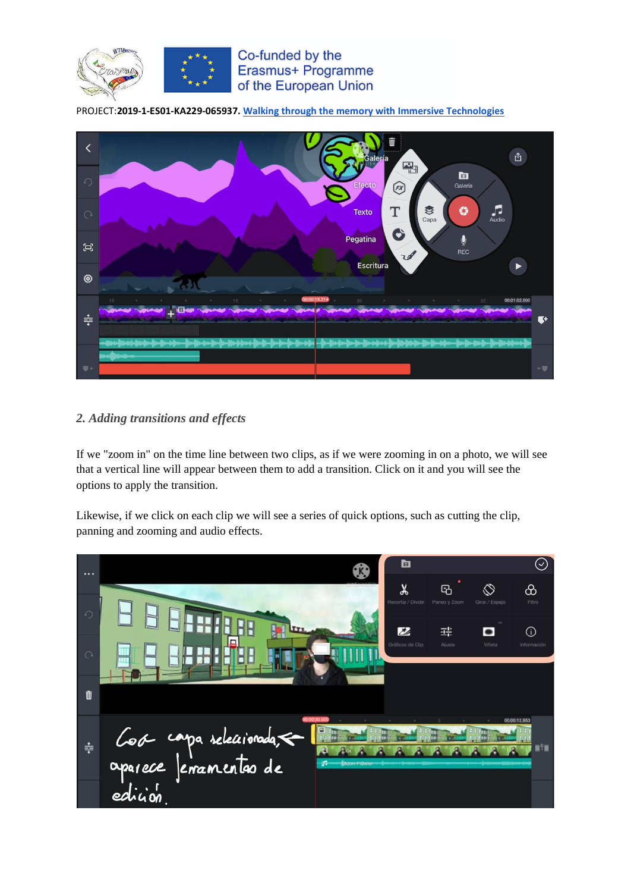## *2. Adding transitions and effects*

If we "zoom in" on the time line between two clips, as if we were zooming in on a photo, we will see that a vertical line will appear between them to add a transition. Click on it and you will see the options to apply the transition.

Likewise, if we click on each clip we will see a series of quick options, such as cutting the clip, panning and zooming and audio effects.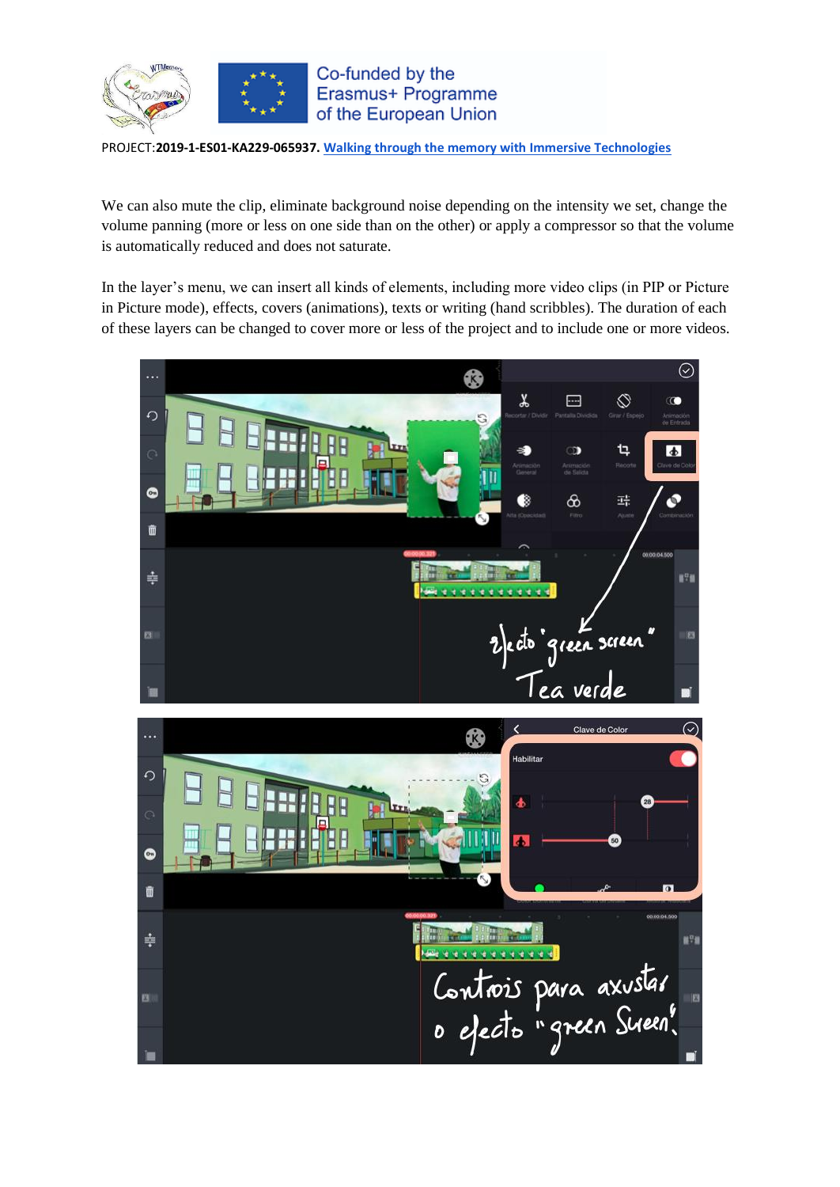We can also mute the clip, eliminate background noise depending on the intensity we set, change the volume panning (more or less on one side than on the other) or apply a compressor so that the volume is automatically reduced and does not saturate.

In the layer's menu, we can insert all kinds of elements, including more video clips (in PIP or Picture in Picture mode), effects, covers (animations), texts or writing (hand scribbles). The duration of each of these layers can be changed to cover more or less of the project and to include one or more videos.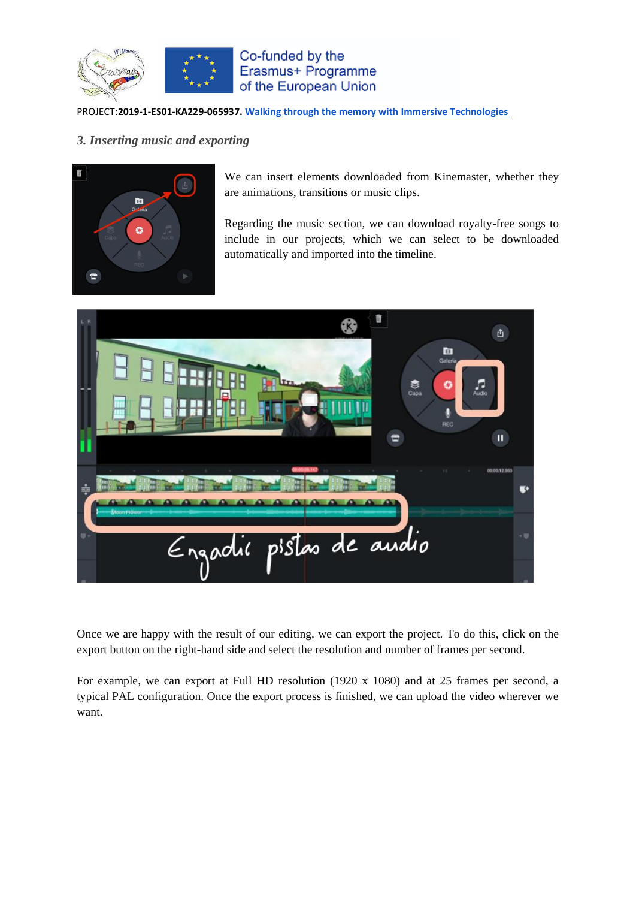PROJECT:**2019-1-ES01-KA229-065937.** Walking through the memory with Immersive Technologies

### *3. Inserting music and exporting*

We can insert elements downloaded from Kinemaster, whether they are animations, transitions or music clips.

Regarding the music section, we can download royalty-free songs to include in our projects, which we can select to be downloaded automatically and imported into the timeline.

Once we are happy with the result of our editing, we can export the project. To do this, click on the export button on the right-hand side and select the resolution and number of frames per second.

For example, we can export at Full HD resolution (1920 x 1080) and at 25 frames per second, a typical PAL configuration. Once the export process is finished, we can upload the video wherever we want.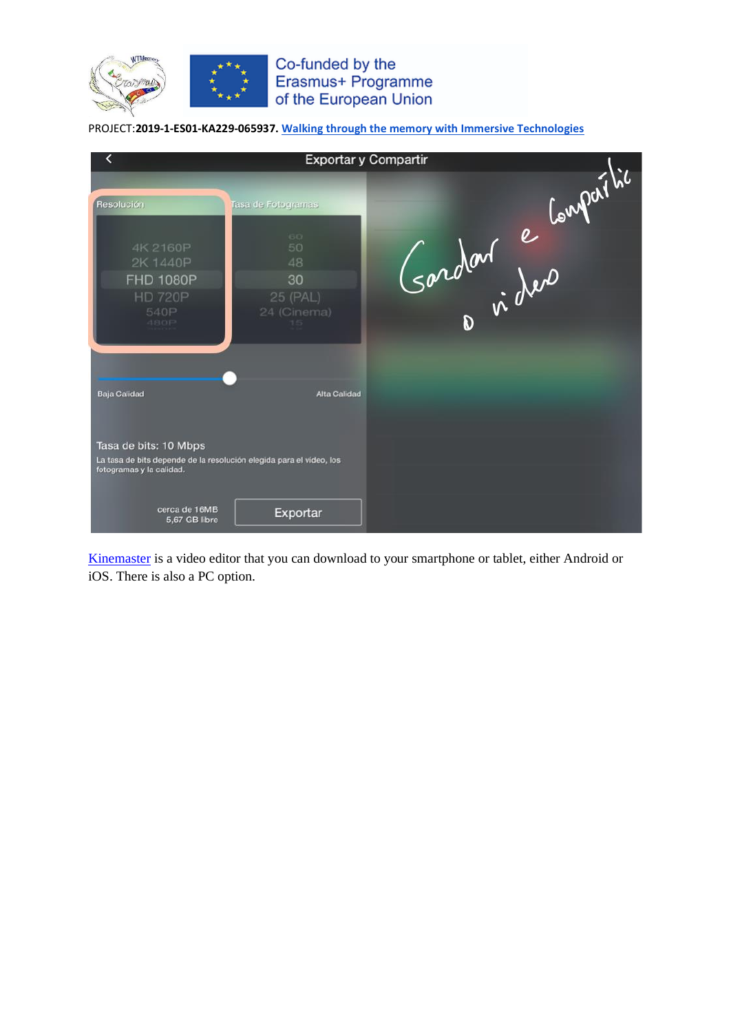PROJECT:**2019-1-ES01-KA229-065937.** [Walking through the memory with Immersive Technologies]

[Kinemaster] is a video editor that you can download to your smartphone or tablet, either Android or iOS. There is also a PC option.